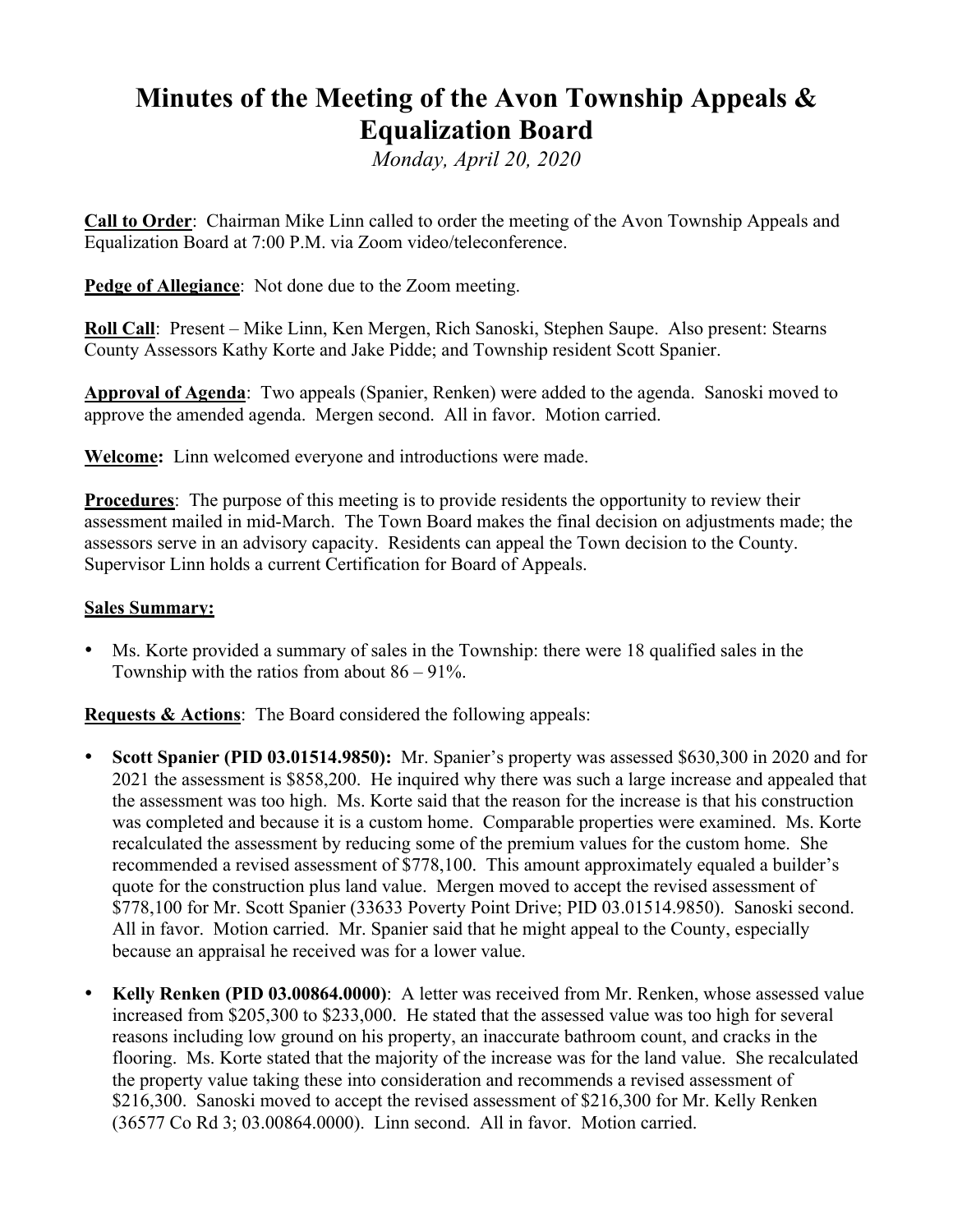# Minutes of the Meeting of the Avon Township Appeals & Equalization Board

*Monday, April 20, 2020*

**Call to Order**: Chairman Mike Linn called to order the meeting of the Avon Township Appeals and Equalization Board at 7:00 P.M. via Zoom video/teleconference.

**Pedge of Allegiance**: Not done due to the Zoom meeting.

**Roll Call**: Present – Mike Linn, Ken Mergen, Rich Sanoski, Stephen Saupe. Also present: Stearns County Assessors Kathy Korte and Jake Pidde; and Township resident Scott Spanier.

**Approval of Agenda**: Two appeals (Spanier, Renken) were added to the agenda. Sanoski moved to approve the amended agenda. Mergen second. All in favor. Motion carried.

**Welcome:** Linn welcomed everyone and introductions were made.

**Procedures**: The purpose of this meeting is to provide residents the opportunity to review their assessment mailed in mid-March. The Town Board makes the final decision on adjustments made; the assessors serve in an advisory capacity. Residents can appeal the Town decision to the County. Supervisor Linn holds a current Certification for Board of Appeals.

**Sales Summary:**

- Ms. Korte provided a summary of sales in the Township: there were 18 qualified sales in the Township with the ratios from about 86 – 91%.

**Requests & Actions**: The Board considered the following appeals:

- **Scott Spanier (PID 03.01514.9850):** Mr. Spanier's property was assessed $630,300 in 2020 and for 2021 the assessment is $858,200. He inquired why there was such a large increase and appealed that the assessment was too high. Ms. Korte said that the reason for the increase is that his construction was completed and because it is a custom home. Comparable properties were examined. Ms. Korte recalculated the assessment by reducing some of the premium values for the custom home. She recommended a revised assessment of $778,100. This amount approximately equaled a builder's quote for the construction plus land value. Mergen moved to accept the revised assessment of $778,100 for Mr. Scott Spanier (33633 Poverty Point Drive; PID 03.01514.9850). Sanoski second. All in favor. Motion carried. Mr. Spanier said that he might appeal to the County, especially because an appraisal he received was for a lower value.
- **Kelly Renken (PID 03.00864.0000)**: A letter was received from Mr. Renken, whose assessed value increased from $205,300 to $233,000. He stated that the assessed value was too high for several reasons including low ground on his property, an inaccurate bathroom count, and cracks in the flooring. Ms. Korte stated that the majority of the increase was for the land value. She recalculated the property value taking these into consideration and recommends a revised assessment of $216,300. Sanoski moved to accept the revised assessment of $216,300 for Mr. Kelly Renken (36577 Co Rd 3; 03.00864.0000). Linn second. All in favor. Motion carried.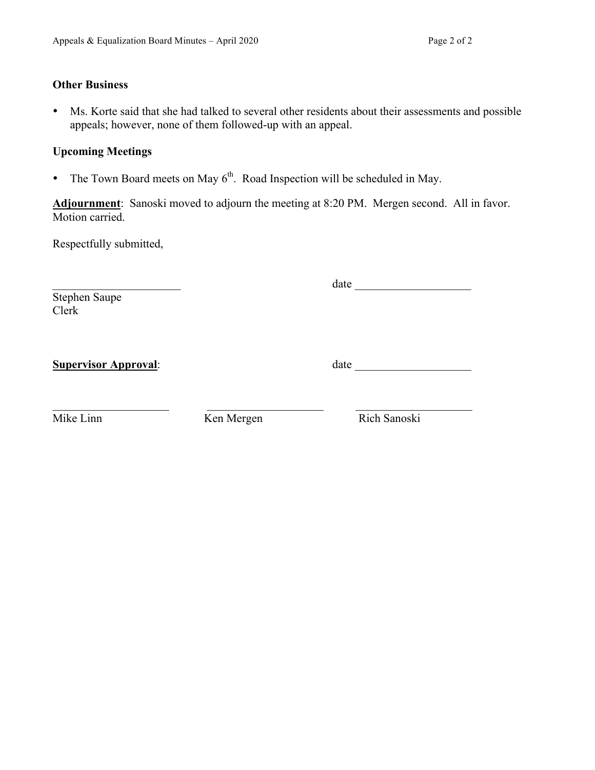**Other Business**

- Ms. Korte said that she had talked to several other residents about their assessments and possible appeals; however, none of them followed-up with an appeal.

**Upcoming Meetings**

- The Town Board meets on May 6th. Road Inspection will be scheduled in May.

**Adjournment**: Sanoski moved to adjourn the meeting at 8:20 PM. Mergen second. All in favor. Motion carried.

Respectfully submitted,

______________________ date ____________________

Stephen Saupe
Clerk

**Supervisor Approval**: date ____________________

____________________ ____________________ ____________________

Mike Linn Ken Mergen Rich Sanoski